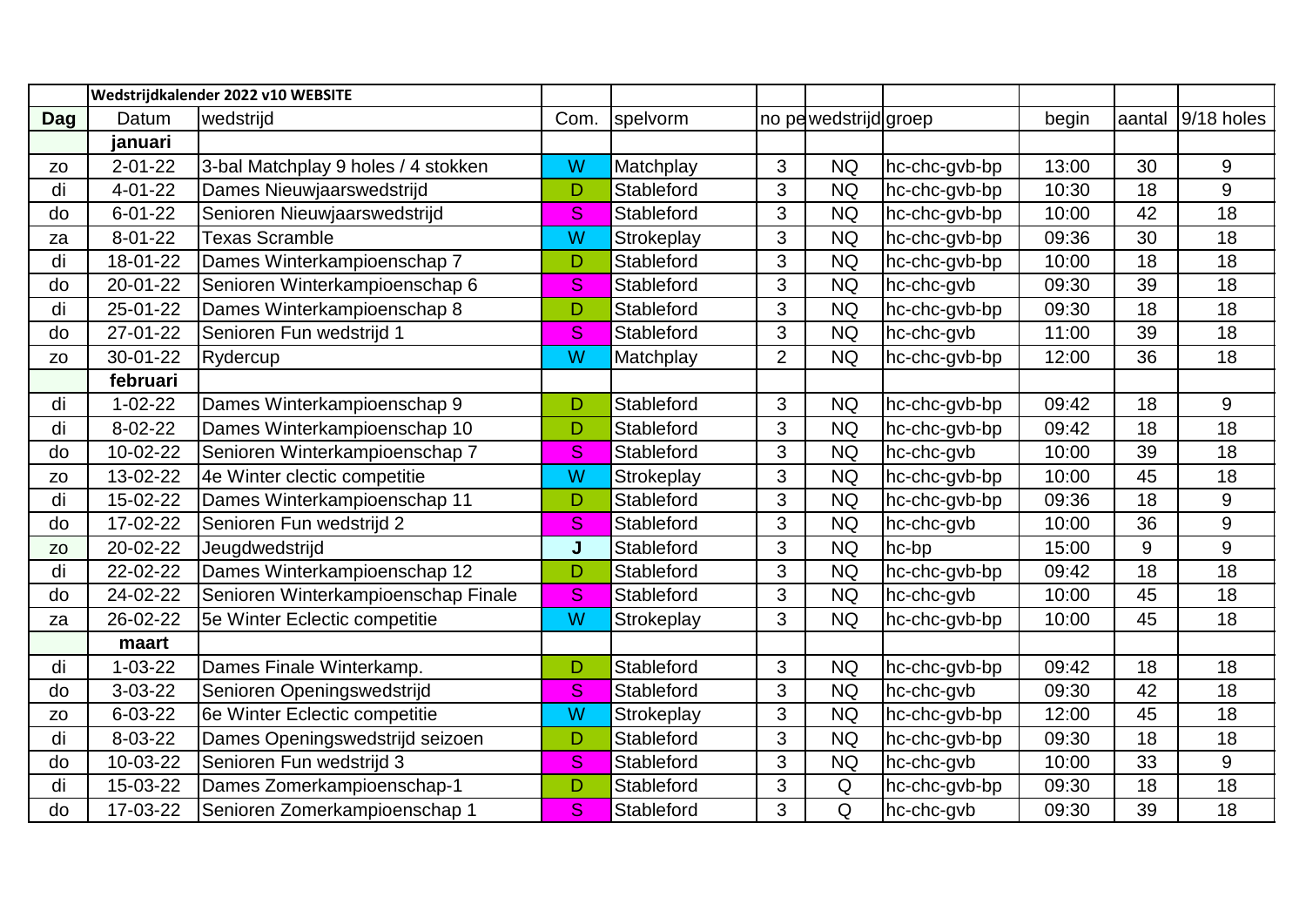| | Wedstrijdkalender 2022 v10 WEBSITE | | | | | | | | | |
|---|---|---|---|---|---|---|---|---|---|---|
| **Dag** | Datum | wedstrijd | Com. | spelvorm | no pe | wedstrijd | groep | begin | aantal | 9/18 holes |
| | **januari** | | | | | | | | | |
| zo | 2-01-22 | 3-bal Matchplay 9 holes / 4 stokken | W | Matchplay | 3 | NQ | hc-chc-gvb-bp | 13:00 | 30 | 9 |
| di | 4-01-22 | Dames Nieuwjaarswedstrijd | D | Stableford | 3 | NQ | hc-chc-gvb-bp | 10:30 | 18 | 9 |
| do | 6-01-22 | Senioren Nieuwjaarswedstrijd | S | Stableford | 3 | NQ | hc-chc-gvb-bp | 10:00 | 42 | 18 |
| za | 8-01-22 | Texas Scramble | W | Strokeplay | 3 | NQ | hc-chc-gvb-bp | 09:36 | 30 | 18 |
| di | 18-01-22 | Dames Winterkampioenschap 7 | D | Stableford | 3 | NQ | hc-chc-gvb-bp | 10:00 | 18 | 18 |
| do | 20-01-22 | Senioren Winterkampioenschap 6 | S | Stableford | 3 | NQ | hc-chc-gvb | 09:30 | 39 | 18 |
| di | 25-01-22 | Dames Winterkampioenschap 8 | D | Stableford | 3 | NQ | hc-chc-gvb-bp | 09:30 | 18 | 18 |
| do | 27-01-22 | Senioren Fun wedstrijd 1 | S | Stableford | 3 | NQ | hc-chc-gvb | 11:00 | 39 | 18 |
| zo | 30-01-22 | Rydercup | W | Matchplay | 2 | NQ | hc-chc-gvb-bp | 12:00 | 36 | 18 |
| | **februari** | | | | | | | | | |
| di | 1-02-22 | Dames Winterkampioenschap 9 | D | Stableford | 3 | NQ | hc-chc-gvb-bp | 09:42 | 18 | 9 |
| di | 8-02-22 | Dames Winterkampioenschap 10 | D | Stableford | 3 | NQ | hc-chc-gvb-bp | 09:42 | 18 | 18 |
| do | 10-02-22 | Senioren Winterkampioenschap 7 | S | Stableford | 3 | NQ | hc-chc-gvb | 10:00 | 39 | 18 |
| zo | 13-02-22 | 4e Winter clectic competitie | W | Strokeplay | 3 | NQ | hc-chc-gvb-bp | 10:00 | 45 | 18 |
| di | 15-02-22 | Dames Winterkampioenschap 11 | D | Stableford | 3 | NQ | hc-chc-gvb-bp | 09:36 | 18 | 9 |
| do | 17-02-22 | Senioren Fun wedstrijd 2 | S | Stableford | 3 | NQ | hc-chc-gvb | 10:00 | 36 | 9 |
| zo | 20-02-22 | Jeugdwedstrijd | J | Stableford | 3 | NQ | hc-bp | 15:00 | 9 | 9 |
| di | 22-02-22 | Dames Winterkampioenschap 12 | D | Stableford | 3 | NQ | hc-chc-gvb-bp | 09:42 | 18 | 18 |
| do | 24-02-22 | Senioren Winterkampioenschap Finale | S | Stableford | 3 | NQ | hc-chc-gvb | 10:00 | 45 | 18 |
| za | 26-02-22 | 5e Winter Eclectic competitie | W | Strokeplay | 3 | NQ | hc-chc-gvb-bp | 10:00 | 45 | 18 |
| | **maart** | | | | | | | | | |
| di | 1-03-22 | Dames Finale Winterkamp. | D | Stableford | 3 | NQ | hc-chc-gvb-bp | 09:42 | 18 | 18 |
| do | 3-03-22 | Senioren Openingswedstrijd | S | Stableford | 3 | NQ | hc-chc-gvb | 09:30 | 42 | 18 |
| zo | 6-03-22 | 6e Winter Eclectic competitie | W | Strokeplay | 3 | NQ | hc-chc-gvb-bp | 12:00 | 45 | 18 |
| di | 8-03-22 | Dames Openingswedstrijd seizoen | D | Stableford | 3 | NQ | hc-chc-gvb-bp | 09:30 | 18 | 18 |
| do | 10-03-22 | Senioren Fun wedstrijd 3 | S | Stableford | 3 | NQ | hc-chc-gvb | 10:00 | 33 | 9 |
| di | 15-03-22 | Dames Zomerkampioenschap-1 | D | Stableford | 3 | Q | hc-chc-gvb-bp | 09:30 | 18 | 18 |
| do | 17-03-22 | Senioren Zomerkampioenschap 1 | S | Stableford | 3 | Q | hc-chc-gvb | 09:30 | 39 | 18 |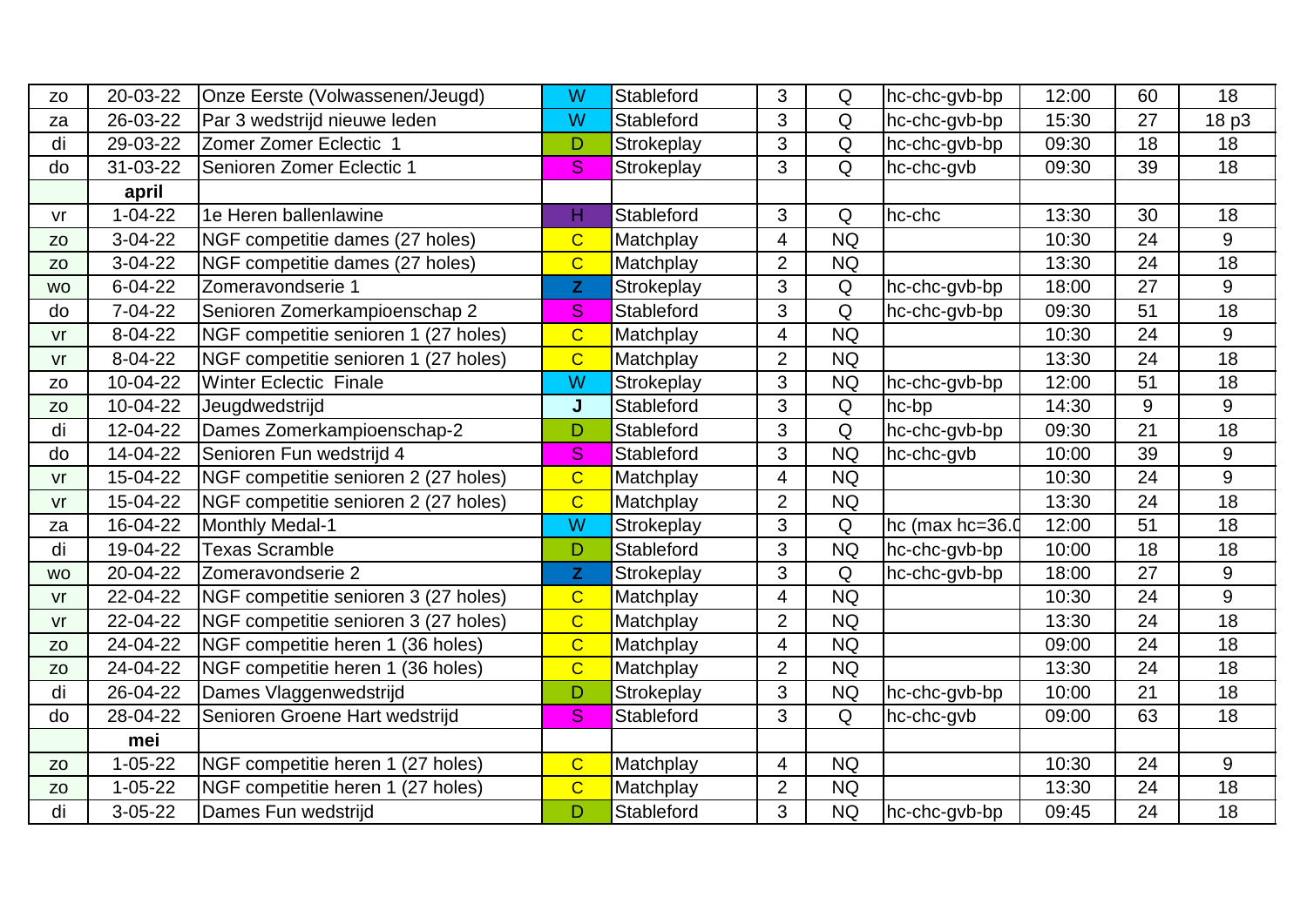| | | | | | | | | | | |
|---|---|---|---|---|---|---|---|---|---|---|
| zo | 20-03-22 | Onze Eerste (Volwassenen/Jeugd) | W | Stableford | 3 | Q | hc-chc-gvb-bp | 12:00 | 60 | 18 |
| za | 26-03-22 | Par 3 wedstrijd nieuwe leden | W | Stableford | 3 | Q | hc-chc-gvb-bp | 15:30 | 27 | 18 p3 |
| di | 29-03-22 | Zomer Zomer Eclectic 1 | D | Strokeplay | 3 | Q | hc-chc-gvb-bp | 09:30 | 18 | 18 |
| do | 31-03-22 | Senioren Zomer Eclectic 1 | S | Strokeplay | 3 | Q | hc-chc-gvb | 09:30 | 39 | 18 |
| | **april** | | | | | | | | | |
| vr | 1-04-22 | 1e Heren ballenlawine | H | Stableford | 3 | Q | hc-chc | 13:30 | 30 | 18 |
| zo | 3-04-22 | NGF competitie dames (27 holes) | C | Matchplay | 4 | NQ | | 10:30 | 24 | 9 |
| zo | 3-04-22 | NGF competitie dames (27 holes) | C | Matchplay | 2 | NQ | | 13:30 | 24 | 18 |
| wo | 6-04-22 | Zomeravondserie 1 | Z | Strokeplay | 3 | Q | hc-chc-gvb-bp | 18:00 | 27 | 9 |
| do | 7-04-22 | Senioren Zomerkampioenschap 2 | S | Stableford | 3 | Q | hc-chc-gvb-bp | 09:30 | 51 | 18 |
| vr | 8-04-22 | NGF competitie senioren 1 (27 holes) | C | Matchplay | 4 | NQ | | 10:30 | 24 | 9 |
| vr | 8-04-22 | NGF competitie senioren 1 (27 holes) | C | Matchplay | 2 | NQ | | 13:30 | 24 | 18 |
| zo | 10-04-22 | Winter Eclectic Finale | W | Strokeplay | 3 | NQ | hc-chc-gvb-bp | 12:00 | 51 | 18 |
| zo | 10-04-22 | Jeugdwedstrijd | J | Stableford | 3 | Q | hc-bp | 14:30 | 9 | 9 |
| di | 12-04-22 | Dames Zomerkampioenschap-2 | D | Stableford | 3 | Q | hc-chc-gvb-bp | 09:30 | 21 | 18 |
| do | 14-04-22 | Senioren Fun wedstrijd 4 | S | Stableford | 3 | NQ | hc-chc-gvb | 10:00 | 39 | 9 |
| vr | 15-04-22 | NGF competitie senioren 2 (27 holes) | C | Matchplay | 4 | NQ | | 10:30 | 24 | 9 |
| vr | 15-04-22 | NGF competitie senioren 2 (27 holes) | C | Matchplay | 2 | NQ | | 13:30 | 24 | 18 |
| za | 16-04-22 | Monthly Medal-1 | W | Strokeplay | 3 | Q | hc (max hc=36.0 | 12:00 | 51 | 18 |
| di | 19-04-22 | Texas Scramble | D | Stableford | 3 | NQ | hc-chc-gvb-bp | 10:00 | 18 | 18 |
| wo | 20-04-22 | Zomeravondserie 2 | Z | Strokeplay | 3 | Q | hc-chc-gvb-bp | 18:00 | 27 | 9 |
| vr | 22-04-22 | NGF competitie senioren 3 (27 holes) | C | Matchplay | 4 | NQ | | 10:30 | 24 | 9 |
| vr | 22-04-22 | NGF competitie senioren 3 (27 holes) | C | Matchplay | 2 | NQ | | 13:30 | 24 | 18 |
| zo | 24-04-22 | NGF competitie heren 1 (36 holes) | C | Matchplay | 4 | NQ | | 09:00 | 24 | 18 |
| zo | 24-04-22 | NGF competitie heren 1 (36 holes) | C | Matchplay | 2 | NQ | | 13:30 | 24 | 18 |
| di | 26-04-22 | Dames Vlaggenwedstrijd | D | Strokeplay | 3 | NQ | hc-chc-gvb-bp | 10:00 | 21 | 18 |
| do | 28-04-22 | Senioren Groene Hart wedstrijd | S | Stableford | 3 | Q | hc-chc-gvb | 09:00 | 63 | 18 |
| | **mei** | | | | | | | | | |
| zo | 1-05-22 | NGF competitie heren 1 (27 holes) | C | Matchplay | 4 | NQ | | 10:30 | 24 | 9 |
| zo | 1-05-22 | NGF competitie heren 1 (27 holes) | C | Matchplay | 2 | NQ | | 13:30 | 24 | 18 |
| di | 3-05-22 | Dames Fun wedstrijd | D | Stableford | 3 | NQ | hc-chc-gvb-bp | 09:45 | 24 | 18 |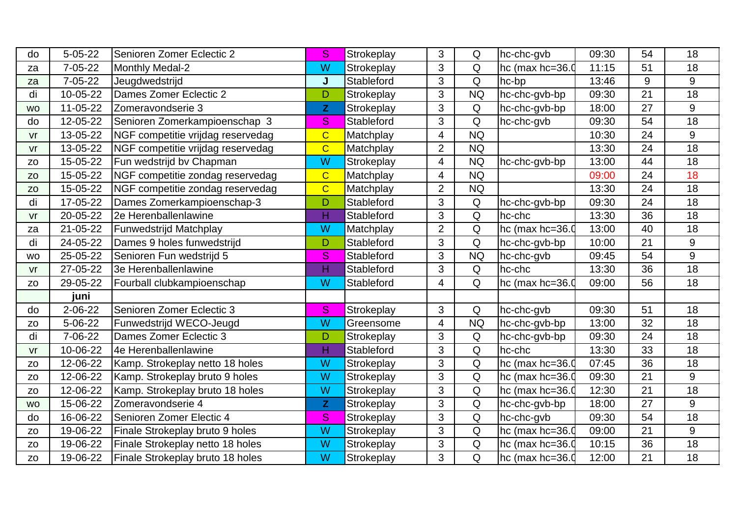| | | | | | | | | | | |
|---|---|---|---|---|---|---|---|---|---|---|
| do | 5-05-22 | Senioren Zomer Eclectic 2 | S | Strokeplay | 3 | Q | hc-chc-gvb | 09:30 | 54 | 18 |
| za | 7-05-22 | Monthly Medal-2 | W | Strokeplay | 3 | Q | hc (max hc=36.0 | 11:15 | 51 | 18 |
| za | 7-05-22 | Jeugdwedstrijd | J | Stableford | 3 | Q | hc-bp | 13:46 | 9 | 9 |
| di | 10-05-22 | Dames Zomer Eclectic 2 | D | Strokeplay | 3 | NQ | hc-chc-gvb-bp | 09:30 | 21 | 18 |
| wo | 11-05-22 | Zomeravondserie 3 | Z | Strokeplay | 3 | Q | hc-chc-gvb-bp | 18:00 | 27 | 9 |
| do | 12-05-22 | Senioren Zomerkampioenschap 3 | S | Stableford | 3 | Q | hc-chc-gvb | 09:30 | 54 | 18 |
| vr | 13-05-22 | NGF competitie vrijdag reservedag | C | Matchplay | 4 | NQ | | 10:30 | 24 | 9 |
| vr | 13-05-22 | NGF competitie vrijdag reservedag | C | Matchplay | 2 | NQ | | 13:30 | 24 | 18 |
| zo | 15-05-22 | Fun wedstrijd bv Chapman | W | Strokeplay | 4 | NQ | hc-chc-gvb-bp | 13:00 | 44 | 18 |
| zo | 15-05-22 | NGF competitie zondag reservedag | C | Matchplay | 4 | NQ | | 09:00 | 24 | 18 |
| zo | 15-05-22 | NGF competitie zondag reservedag | C | Matchplay | 2 | NQ | | 13:30 | 24 | 18 |
| di | 17-05-22 | Dames Zomerkampioenschap-3 | D | Stableford | 3 | Q | hc-chc-gvb-bp | 09:30 | 24 | 18 |
| vr | 20-05-22 | 2e Herenballenlawine | H | Stableford | 3 | Q | hc-chc | 13:30 | 36 | 18 |
| za | 21-05-22 | Funwedstrijd Matchplay | W | Matchplay | 2 | Q | hc (max hc=36.0 | 13:00 | 40 | 18 |
| di | 24-05-22 | Dames 9 holes funwedstrijd | D | Stableford | 3 | Q | hc-chc-gvb-bp | 10:00 | 21 | 9 |
| wo | 25-05-22 | Senioren Fun wedstrijd 5 | S | Stableford | 3 | NQ | hc-chc-gvb | 09:45 | 54 | 9 |
| vr | 27-05-22 | 3e Herenballenlawine | H | Stableford | 3 | Q | hc-chc | 13:30 | 36 | 18 |
| zo | 29-05-22 | Fourball clubkampioenschap | W | Stableford | 4 | Q | hc (max hc=36.0 | 09:00 | 56 | 18 |
| | **juni** | | | | | | | | | |
| do | 2-06-22 | Senioren Zomer Eclectic 3 | S | Strokeplay | 3 | Q | hc-chc-gvb | 09:30 | 51 | 18 |
| zo | 5-06-22 | Funwedstrijd WECO-Jeugd | W | Greensome | 4 | NQ | hc-chc-gvb-bp | 13:00 | 32 | 18 |
| di | 7-06-22 | Dames Zomer Eclectic 3 | D | Strokeplay | 3 | Q | hc-chc-gvb-bp | 09:30 | 24 | 18 |
| vr | 10-06-22 | 4e Herenballenlawine | H | Stableford | 3 | Q | hc-chc | 13:30 | 33 | 18 |
| zo | 12-06-22 | Kamp. Strokeplay netto 18 holes | W | Strokeplay | 3 | Q | hc (max hc=36.0 | 07:45 | 36 | 18 |
| zo | 12-06-22 | Kamp. Strokeplay bruto 9 holes | W | Strokeplay | 3 | Q | hc (max hc=36.0 | 09:30 | 21 | 9 |
| zo | 12-06-22 | Kamp. Strokeplay bruto 18 holes | W | Strokeplay | 3 | Q | hc (max hc=36.0 | 12:30 | 21 | 18 |
| wo | 15-06-22 | Zomeravondserie 4 | Z | Strokeplay | 3 | Q | hc-chc-gvb-bp | 18:00 | 27 | 9 |
| do | 16-06-22 | Senioren Zomer Electic 4 | S | Strokeplay | 3 | Q | hc-chc-gvb | 09:30 | 54 | 18 |
| zo | 19-06-22 | Finale Strokeplay bruto 9 holes | W | Strokeplay | 3 | Q | hc (max hc=36.0 | 09:00 | 21 | 9 |
| zo | 19-06-22 | Finale Strokeplay netto 18 holes | W | Strokeplay | 3 | Q | hc (max hc=36.0 | 10:15 | 36 | 18 |
| zo | 19-06-22 | Finale Strokeplay bruto 18 holes | W | Strokeplay | 3 | Q | hc (max hc=36.0 | 12:00 | 21 | 18 |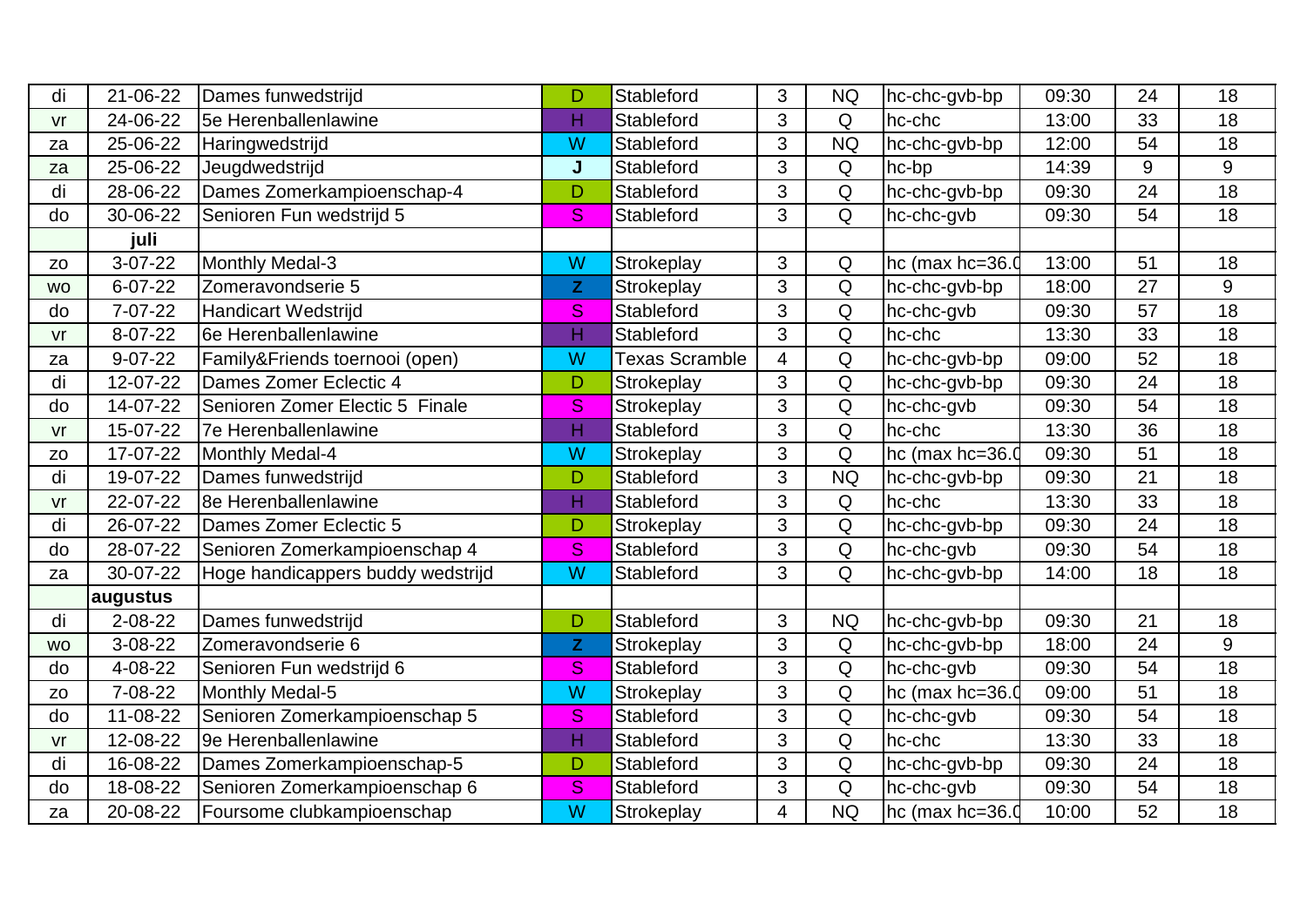| | | | | | | | | | | |
|---|---|---|---|---|---|---|---|---|---|---|
| di | 21-06-22 | Dames funwedstrijd | D | Stableford | 3 | NQ | hc-chc-gvb-bp | 09:30 | 24 | 18 |
| vr | 24-06-22 | 5e Herenballenlawine | H | Stableford | 3 | Q | hc-chc | 13:00 | 33 | 18 |
| za | 25-06-22 | Haringwedstrijd | W | Stableford | 3 | NQ | hc-chc-gvb-bp | 12:00 | 54 | 18 |
| za | 25-06-22 | Jeugdwedstrijd | J | Stableford | 3 | Q | hc-bp | 14:39 | 9 | 9 |
| di | 28-06-22 | Dames Zomerkampioenschap-4 | D | Stableford | 3 | Q | hc-chc-gvb-bp | 09:30 | 24 | 18 |
| do | 30-06-22 | Senioren Fun wedstrijd 5 | S | Stableford | 3 | Q | hc-chc-gvb | 09:30 | 54 | 18 |
| | **juli** | | | | | | | | | |
| zo | 3-07-22 | Monthly Medal-3 | W | Strokeplay | 3 | Q | hc (max hc=36.0 | 13:00 | 51 | 18 |
| wo | 6-07-22 | Zomeravondserie 5 | Z | Strokeplay | 3 | Q | hc-chc-gvb-bp | 18:00 | 27 | 9 |
| do | 7-07-22 | Handicart Wedstrijd | S | Stableford | 3 | Q | hc-chc-gvb | 09:30 | 57 | 18 |
| vr | 8-07-22 | 6e Herenballenlawine | H | Stableford | 3 | Q | hc-chc | 13:30 | 33 | 18 |
| za | 9-07-22 | Family&Friends toernooi (open) | W | Texas Scramble | 4 | Q | hc-chc-gvb-bp | 09:00 | 52 | 18 |
| di | 12-07-22 | Dames Zomer Eclectic 4 | D | Strokeplay | 3 | Q | hc-chc-gvb-bp | 09:30 | 24 | 18 |
| do | 14-07-22 | Senioren Zomer Electic 5 Finale | S | Strokeplay | 3 | Q | hc-chc-gvb | 09:30 | 54 | 18 |
| vr | 15-07-22 | 7e Herenballenlawine | H | Stableford | 3 | Q | hc-chc | 13:30 | 36 | 18 |
| zo | 17-07-22 | Monthly Medal-4 | W | Strokeplay | 3 | Q | hc (max hc=36.0 | 09:30 | 51 | 18 |
| di | 19-07-22 | Dames funwedstrijd | D | Stableford | 3 | NQ | hc-chc-gvb-bp | 09:30 | 21 | 18 |
| vr | 22-07-22 | 8e Herenballenlawine | H | Stableford | 3 | Q | hc-chc | 13:30 | 33 | 18 |
| di | 26-07-22 | Dames Zomer Eclectic 5 | D | Strokeplay | 3 | Q | hc-chc-gvb-bp | 09:30 | 24 | 18 |
| do | 28-07-22 | Senioren Zomerkampioenschap 4 | S | Stableford | 3 | Q | hc-chc-gvb | 09:30 | 54 | 18 |
| za | 30-07-22 | Hoge handicappers buddy wedstrijd | W | Stableford | 3 | Q | hc-chc-gvb-bp | 14:00 | 18 | 18 |
| | **augustus** | | | | | | | | | |
| di | 2-08-22 | Dames funwedstrijd | D | Stableford | 3 | NQ | hc-chc-gvb-bp | 09:30 | 21 | 18 |
| wo | 3-08-22 | Zomeravondserie 6 | Z | Strokeplay | 3 | Q | hc-chc-gvb-bp | 18:00 | 24 | 9 |
| do | 4-08-22 | Senioren Fun wedstrijd 6 | S | Stableford | 3 | Q | hc-chc-gvb | 09:30 | 54 | 18 |
| zo | 7-08-22 | Monthly Medal-5 | W | Strokeplay | 3 | Q | hc (max hc=36.0 | 09:00 | 51 | 18 |
| do | 11-08-22 | Senioren Zomerkampioenschap 5 | S | Stableford | 3 | Q | hc-chc-gvb | 09:30 | 54 | 18 |
| vr | 12-08-22 | 9e Herenballenlawine | H | Stableford | 3 | Q | hc-chc | 13:30 | 33 | 18 |
| di | 16-08-22 | Dames Zomerkampioenschap-5 | D | Stableford | 3 | Q | hc-chc-gvb-bp | 09:30 | 24 | 18 |
| do | 18-08-22 | Senioren Zomerkampioenschap 6 | S | Stableford | 3 | Q | hc-chc-gvb | 09:30 | 54 | 18 |
| za | 20-08-22 | Foursome clubkampioenschap | W | Strokeplay | 4 | NQ | hc (max hc=36.0 | 10:00 | 52 | 18 |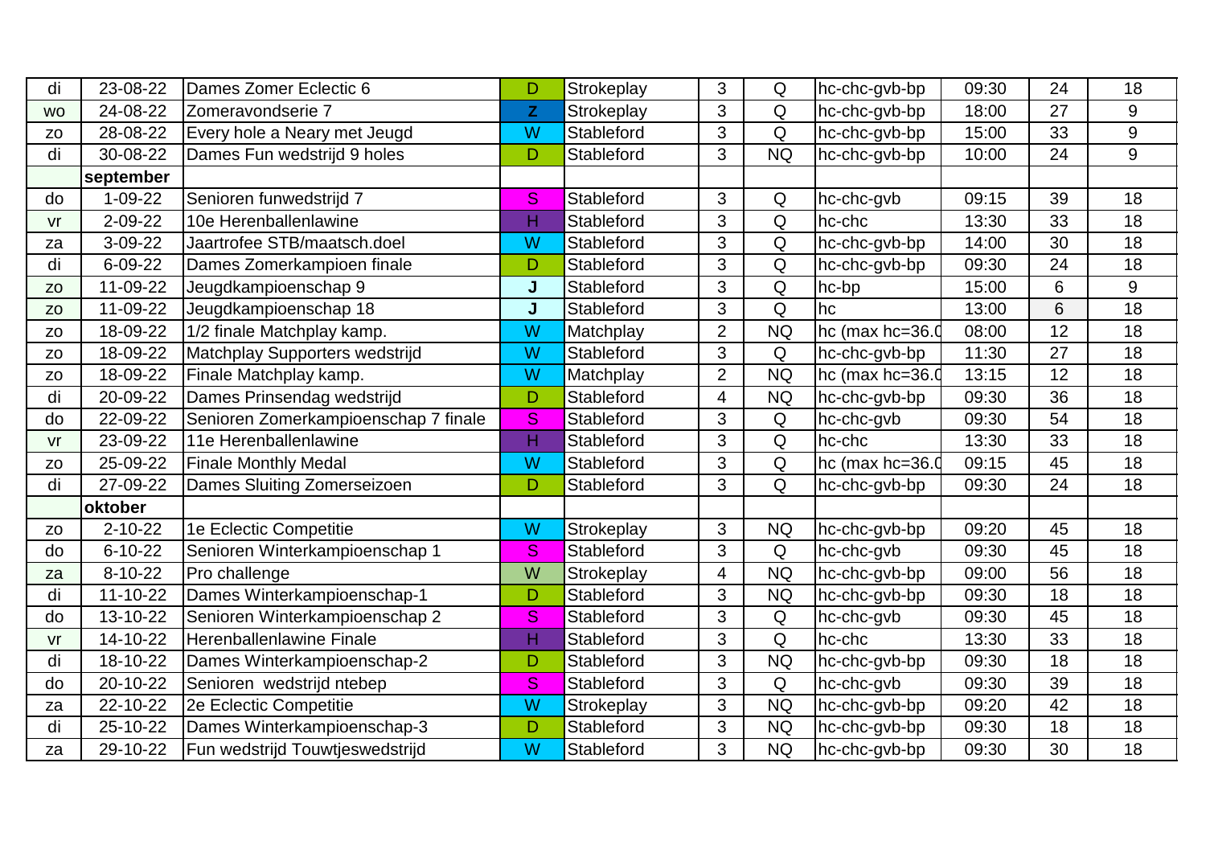| di | 23-08-22 | Dames Zomer Eclectic 6 | D | Strokeplay | 3 | Q | hc-chc-gvb-bp | 09:30 | 24 | 18 |
|---|---|---|---|---|---|---|---|---|---|---|
| wo | 24-08-22 | Zomeravondserie 7 | Z | Strokeplay | 3 | Q | hc-chc-gvb-bp | 18:00 | 27 | 9 |
| zo | 28-08-22 | Every hole a Neary met Jeugd | W | Stableford | 3 | Q | hc-chc-gvb-bp | 15:00 | 33 | 9 |
| di | 30-08-22 | Dames Fun wedstrijd 9 holes | D | Stableford | 3 | NQ | hc-chc-gvb-bp | 10:00 | 24 | 9 |
| | **september** | | | | | | | | | |
| do | 1-09-22 | Senioren funwedstrijd 7 | S | Stableford | 3 | Q | hc-chc-gvb | 09:15 | 39 | 18 |
| vr | 2-09-22 | 10e Herenballenlawine | H | Stableford | 3 | Q | hc-chc | 13:30 | 33 | 18 |
| za | 3-09-22 | Jaartrofee STB/maatsch.doel | W | Stableford | 3 | Q | hc-chc-gvb-bp | 14:00 | 30 | 18 |
| di | 6-09-22 | Dames Zomerkampioen finale | D | Stableford | 3 | Q | hc-chc-gvb-bp | 09:30 | 24 | 18 |
| zo | 11-09-22 | Jeugdkampioenschap 9 | J | Stableford | 3 | Q | hc-bp | 15:00 | 6 | 9 |
| zo | 11-09-22 | Jeugdkampioenschap 18 | J | Stableford | 3 | Q | hc | 13:00 | 6 | 18 |
| zo | 18-09-22 | 1/2 finale Matchplay kamp. | W | Matchplay | 2 | NQ | hc (max hc=36.0 | 08:00 | 12 | 18 |
| zo | 18-09-22 | Matchplay Supporters wedstrijd | W | Stableford | 3 | Q | hc-chc-gvb-bp | 11:30 | 27 | 18 |
| zo | 18-09-22 | Finale Matchplay kamp. | W | Matchplay | 2 | NQ | hc (max hc=36.0 | 13:15 | 12 | 18 |
| di | 20-09-22 | Dames Prinsendag wedstrijd | D | Stableford | 4 | NQ | hc-chc-gvb-bp | 09:30 | 36 | 18 |
| do | 22-09-22 | Senioren Zomerkampioenschap 7 finale | S | Stableford | 3 | Q | hc-chc-gvb | 09:30 | 54 | 18 |
| vr | 23-09-22 | 11e Herenballenlawine | H | Stableford | 3 | Q | hc-chc | 13:30 | 33 | 18 |
| zo | 25-09-22 | Finale Monthly Medal | W | Stableford | 3 | Q | hc (max hc=36.0 | 09:15 | 45 | 18 |
| di | 27-09-22 | Dames Sluiting Zomerseizoen | D | Stableford | 3 | Q | hc-chc-gvb-bp | 09:30 | 24 | 18 |
| | **oktober** | | | | | | | | | |
| zo | 2-10-22 | 1e Eclectic Competitie | W | Strokeplay | 3 | NQ | hc-chc-gvb-bp | 09:20 | 45 | 18 |
| do | 6-10-22 | Senioren Winterkampioenschap 1 | S | Stableford | 3 | Q | hc-chc-gvb | 09:30 | 45 | 18 |
| za | 8-10-22 | Pro challenge | W | Strokeplay | 4 | NQ | hc-chc-gvb-bp | 09:00 | 56 | 18 |
| di | 11-10-22 | Dames Winterkampioenschap-1 | D | Stableford | 3 | NQ | hc-chc-gvb-bp | 09:30 | 18 | 18 |
| do | 13-10-22 | Senioren Winterkampioenschap 2 | S | Stableford | 3 | Q | hc-chc-gvb | 09:30 | 45 | 18 |
| vr | 14-10-22 | Herenballenlawine Finale | H | Stableford | 3 | Q | hc-chc | 13:30 | 33 | 18 |
| di | 18-10-22 | Dames Winterkampioenschap-2 | D | Stableford | 3 | NQ | hc-chc-gvb-bp | 09:30 | 18 | 18 |
| do | 20-10-22 | Senioren  wedstrijd ntebep | S | Stableford | 3 | Q | hc-chc-gvb | 09:30 | 39 | 18 |
| za | 22-10-22 | 2e Eclectic Competitie | W | Strokeplay | 3 | NQ | hc-chc-gvb-bp | 09:20 | 42 | 18 |
| di | 25-10-22 | Dames Winterkampioenschap-3 | D | Stableford | 3 | NQ | hc-chc-gvb-bp | 09:30 | 18 | 18 |
| za | 29-10-22 | Fun wedstrijd Touwtjeswedstrijd | W | Stableford | 3 | NQ | hc-chc-gvb-bp | 09:30 | 30 | 18 |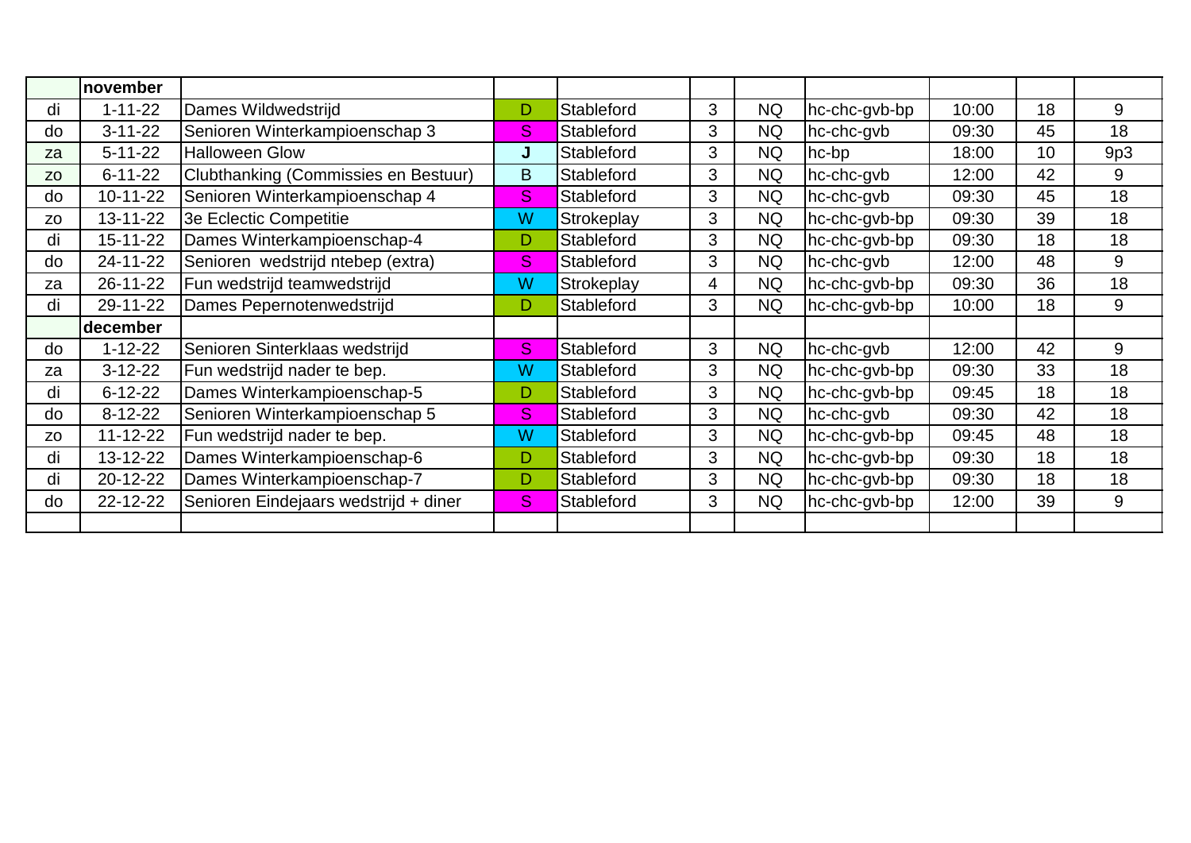| | | | | | | | | | | |
|---|---|---|---|---|---|---|---|---|---|---|
| | **november** | | | | | | | | | |
| di | 1-11-22 | Dames Wildwedstrijd | D | Stableford | 3 | NQ | hc-chc-gvb-bp | 10:00 | 18 | 9 |
| do | 3-11-22 | Senioren Winterkampioenschap 3 | S | Stableford | 3 | NQ | hc-chc-gvb | 09:30 | 45 | 18 |
| za | 5-11-22 | Halloween Glow | J | Stableford | 3 | NQ | hc-bp | 18:00 | 10 | 9p3 |
| zo | 6-11-22 | Clubthanking (Commissies en Bestuur) | B | Stableford | 3 | NQ | hc-chc-gvb | 12:00 | 42 | 9 |
| do | 10-11-22 | Senioren Winterkampioenschap 4 | S | Stableford | 3 | NQ | hc-chc-gvb | 09:30 | 45 | 18 |
| zo | 13-11-22 | 3e Eclectic Competitie | W | Strokeplay | 3 | NQ | hc-chc-gvb-bp | 09:30 | 39 | 18 |
| di | 15-11-22 | Dames Winterkampioenschap-4 | D | Stableford | 3 | NQ | hc-chc-gvb-bp | 09:30 | 18 | 18 |
| do | 24-11-22 | Senioren wedstrijd ntebep (extra) | S | Stableford | 3 | NQ | hc-chc-gvb | 12:00 | 48 | 9 |
| za | 26-11-22 | Fun wedstrijd teamwedstrijd | W | Strokeplay | 4 | NQ | hc-chc-gvb-bp | 09:30 | 36 | 18 |
| di | 29-11-22 | Dames Pepernotenwedstrijd | D | Stableford | 3 | NQ | hc-chc-gvb-bp | 10:00 | 18 | 9 |
| | **december** | | | | | | | | | |
| do | 1-12-22 | Senioren Sinterklaas wedstrijd | S | Stableford | 3 | NQ | hc-chc-gvb | 12:00 | 42 | 9 |
| za | 3-12-22 | Fun wedstrijd nader te bep. | W | Stableford | 3 | NQ | hc-chc-gvb-bp | 09:30 | 33 | 18 |
| di | 6-12-22 | Dames Winterkampioenschap-5 | D | Stableford | 3 | NQ | hc-chc-gvb-bp | 09:45 | 18 | 18 |
| do | 8-12-22 | Senioren Winterkampioenschap 5 | S | Stableford | 3 | NQ | hc-chc-gvb | 09:30 | 42 | 18 |
| zo | 11-12-22 | Fun wedstrijd nader te bep. | W | Stableford | 3 | NQ | hc-chc-gvb-bp | 09:45 | 48 | 18 |
| di | 13-12-22 | Dames Winterkampioenschap-6 | D | Stableford | 3 | NQ | hc-chc-gvb-bp | 09:30 | 18 | 18 |
| di | 20-12-22 | Dames Winterkampioenschap-7 | D | Stableford | 3 | NQ | hc-chc-gvb-bp | 09:30 | 18 | 18 |
| do | 22-12-22 | Senioren Eindejaars wedstrijd + diner | S | Stableford | 3 | NQ | hc-chc-gvb-bp | 12:00 | 39 | 9 |